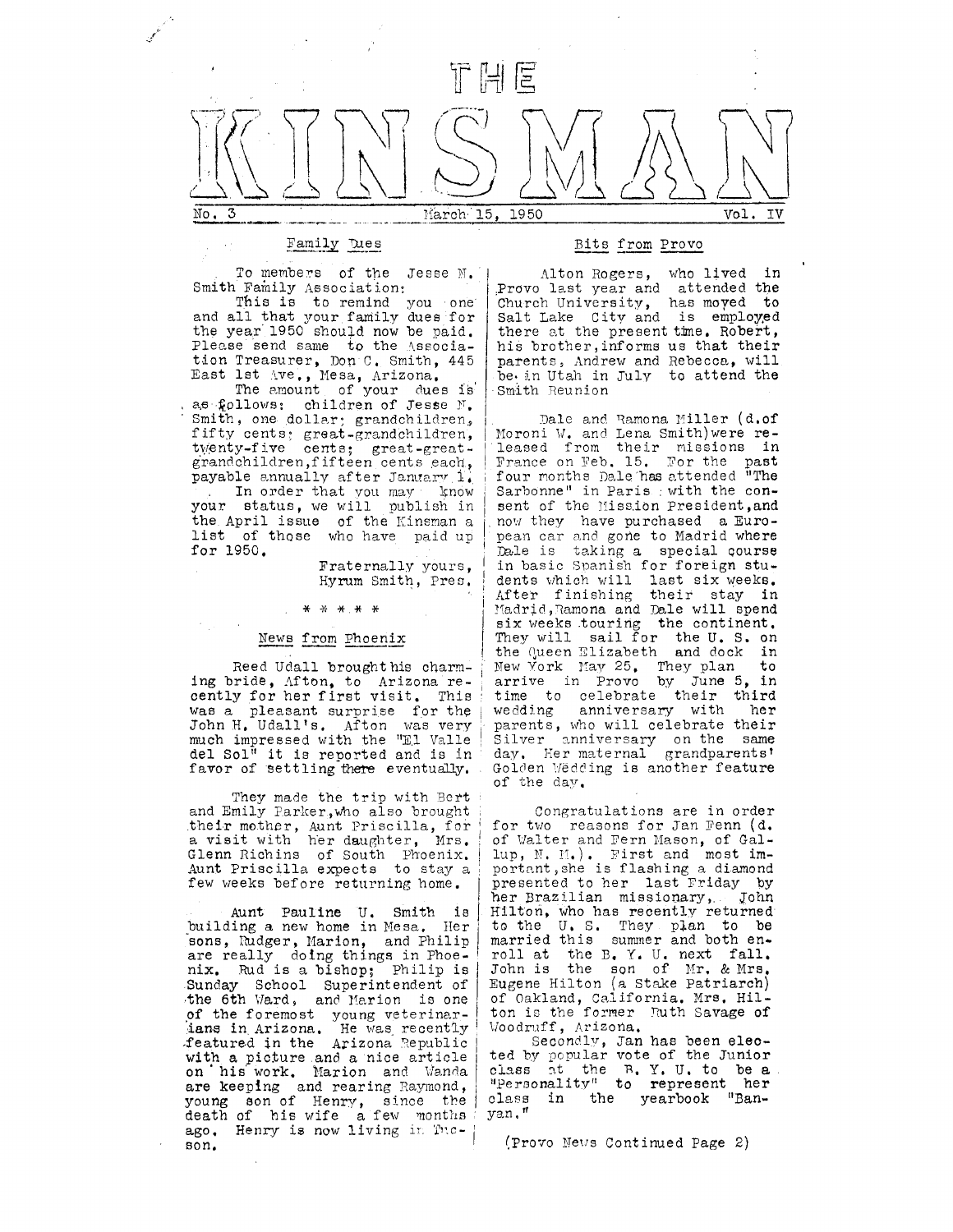# THE KINSMAN

No. 3 — March 15, 1950 — Vol. IV

## Family Dues

To members of the Jesse N. Smith Family Association:

This is to remind you one and all that your family dues for the year 1950 should now be paid. Please send same to the Association Treasurer, Don C. Smith, 445 East 1st Ave., Mesa, Arizona.

The amount of your dues is as follows: children of Jesse N. Smith, one dollar; grandchildren, fifty cents; great-grandchildren, twenty-five cents; great-great-grandchildren, fifteen cents each, payable annually after January 1.

In order that you may know your status, we will publish in the April issue of the Kinsman a list of those who have paid up for 1950.

Fraternally yours,
Hyrum Smith, Pres.

\* \* \* \* \*

## News from Phoenix

Reed Udall brought his charming bride, Afton, to Arizona recently for her first visit. This was a pleasant surprise for the John H. Udall's. Afton was very much impressed with the "El Valle del Sol" it is reported and is in favor of settling there eventually.

They made the trip with Bert and Emily Parker, who also brought their mother, Aunt Priscilla, for a visit with her daughter, Mrs. Glenn Richins of South Phoenix. Aunt Priscilla expects to stay a few weeks before returning home.

Aunt Pauline U. Smith is building a new home in Mesa. Her sons, Rudger, Marion, and Philip are really doing things in Phoenix. Rud is a bishop; Philip is Sunday School Superintendent of the 6th Ward, and Marion is one of the foremost young veterinarians in Arizona. He was recently featured in the Arizona Republic with a picture and a nice article on his work. Marion and Wanda are keeping and rearing Raymond, young son of Henry, since the death of his wife a few months ago. Henry is now living in Tucson.

## Bits from Provo

Alton Rogers, who lived in Provo last year and attended the Church University, has moved to Salt Lake City and is employed there at the present time. Robert, his brother, informs us that their parents, Andrew and Rebecca, will be in Utah in July to attend the Smith Reunion

Dale and Ramona Miller (d.of Moroni W. and Lena Smith) were released from their missions in France on Feb. 15. For the past four months Dale has attended "The Sarbonne" in Paris with the consent of the Mission President, and now they have purchased a European car and gone to Madrid where Dale is taking a special course in basic Spanish for foreign students which will last six weeks. After finishing their stay in Madrid, Ramona and Dale will spend six weeks touring the continent. They will sail for the U. S. on the Queen Elizabeth and dock in New York May 25. They plan to arrive in Provo by June 5, in time to celebrate their third wedding anniversary with her parents, who will celebrate their Silver anniversary on the same day. Her maternal grandparents' Golden Wedding is another feature of the day.

Congratulations are in order for two reasons for Jan Fenn (d. of Walter and Fern Mason, of Gallup, N. M.). First and most important, she is flashing a diamond presented to her last Friday by her Brazilian missionary, John Hilton, who has recently returned to the U. S. They plan to be married this summer and both enroll at the B. Y. U. next fall. John is the son of Mr. & Mrs. Eugene Hilton (a Stake Patriarch) of Oakland, California. Mrs. Hilton is the former Ruth Savage of Woodruff, Arizona.

Secondly, Jan has been elected by popular vote of the Junior class at the B. Y. U. to be a "Personality" to represent her class in the yearbook "Banyan."

(Provo News Continued Page 2)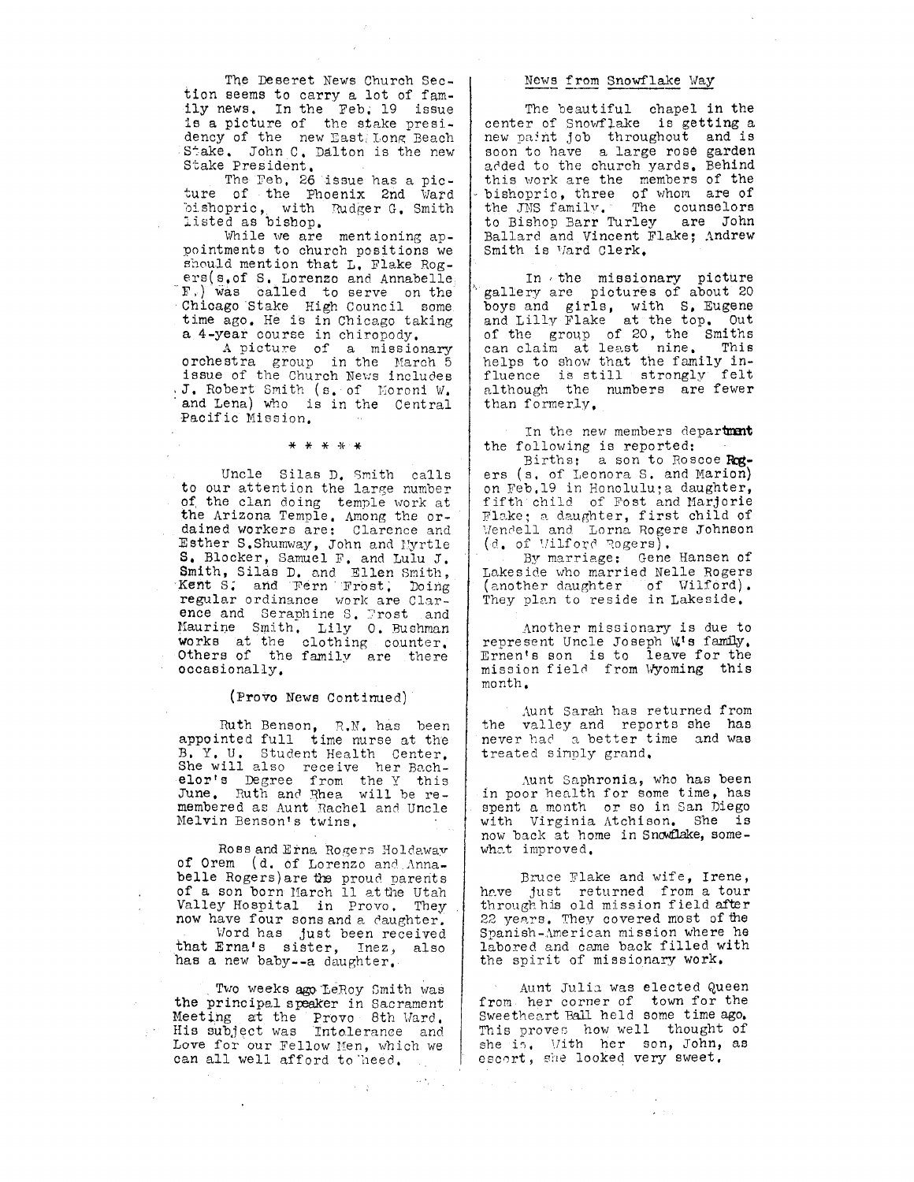The Deseret News Church Section seems to carry a lot of family news. In the Feb. 19 issue is a picture of the stake presidency of the new East Long Beach Stake. John C. Dalton is the new Stake President.

The Feb. 26 issue has a picture of the Phoenix 2nd Ward bishopric, with Rudger G. Smith listed as bishop.

While we are mentioning appointments to church positions we should mention that L. Flake Rogers(s.of S. Lorenzo and Annabelle F.) was called to serve on the Chicago Stake High Council some time ago. He is in Chicago taking a 4-year course in chiropody.

A picture of a missionary orchestra group in the March 5 issue of the Church News includes J. Robert Smith (s. of Moroni W. and Lena) who is in the Central Pacific Mission.

\* \* \* \* \*

Uncle Silas D. Smith calls to our attention the large number of the clan doing temple work at the Arizona Temple. Among the ordained workers are: Clarence and Esther S.Shumway, John and Myrtle S. Blocker, Samuel F. and Lulu J. Smith, Silas D. and Ellen Smith, Kent S. and Fern Frost. Doing regular ordinance work are Clarence and Seraphine S. Frost and Maurine Smith. Lily O. Bushman works at the clothing counter. Others of the family are there occasionally.

(Provo News Continued)

Ruth Benson, R.N. has been appointed full time nurse at the B. Y. U. Student Health Center. She will also receive her Bachelor's Degree from the Y this June. Ruth and Rhea will be remembered as Aunt Rachel and Uncle Melvin Benson's twins.

Ross and Erna Rogers Holdaway of Orem (d. of Lorenzo and Annabelle Rogers)are the proud parents of a son born March 11 at the Utah Valley Hospital in Provo. They now have four sons and a daughter.

Word has just been received that Erna's sister, Inez, also has a new baby--a daughter.

Two weeks ago LeRoy Smith was the principal speaker in Sacrament Meeting at the Provo 8th Ward. His subject was Intolerance and Love for our Fellow Men, which we can all well afford to heed.

## News from Snowflake Way

The beautiful chapel in the center of Snowflake is getting a new paint job throughout and is soon to have a large rose garden added to the church yards. Behind this work are the members of the bishopric, three of whom are of the JMS family. The counselors to Bishop Barr Turley are John Ballard and Vincent Flake; Andrew Smith is Ward Clerk.

In the missionary picture gallery are pictures of about 20 boys and girls, with S. Eugene and Lilly Flake at the top. Out of the group of 20, the Smiths can claim at least nine. This helps to show that the family influence is still strongly felt although the numbers are fewer than formerly.

In the new members department the following is reported:

Births: a son to Roscoe Rogers (s. of Leonora S. and Marion) on Feb.19 in Honolulu;a daughter, fifth child of Fost and Marjorie Flake; a daughter, first child of Wendell and Lorna Rogers Johnson (d. of Wilford Rogers).

By marriage: Gene Hansen of Lakeside who married Nelle Rogers (another daughter of Wilford). They plan to reside in Lakeside.

Another missionary is due to represent Uncle Joseph W's family. Ernen's son is to leave for the mission field from Wyoming this month.

Aunt Sarah has returned from the valley and reports she has never had a better time and was treated simply grand.

Aunt Saphronia, who has been in poor health for some time, has spent a month or so in San Diego with Virginia Atchison. She is now back at home in Snowflake, somewhat improved.

Bruce Flake and wife, Irene, have just returned from a tour through his old mission field after 22 years. They covered most of the Spanish-American mission where he labored and came back filled with the spirit of missionary work.

Aunt Julia was elected Queen from her corner of town for the Sweetheart Ball held some time ago. This proves how well thought of she is. With her son, John, as escort, she looked very sweet.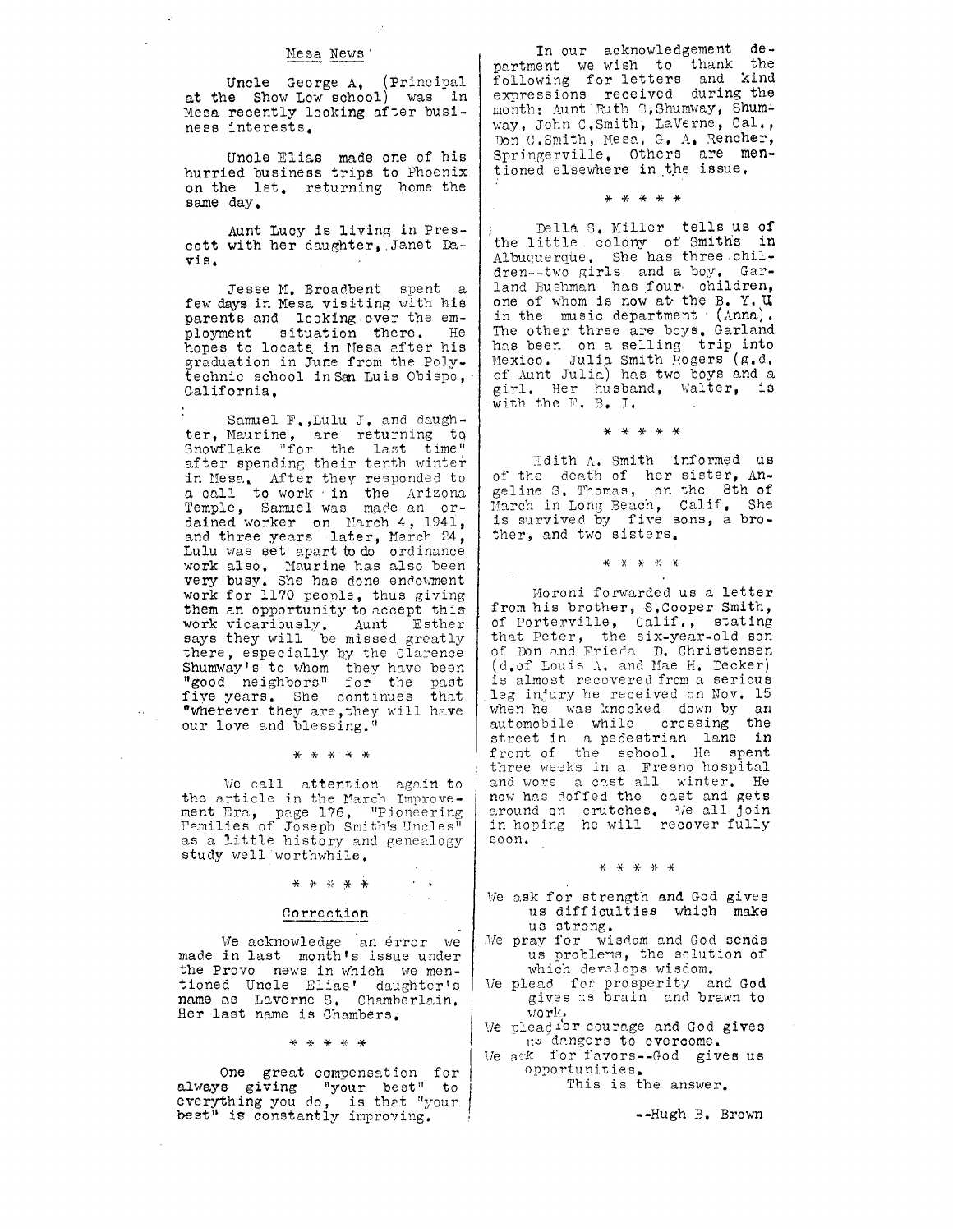## Mesa News

Uncle George A. (Principal at the Show Low school) was in Mesa recently looking after business interests.

Uncle Elias made one of his hurried business trips to Phoenix on the 1st. returning home the same day.

Aunt Lucy is living in Prescott with her daughter, Janet Davis.

Jesse M. Broadbent spent a few days in Mesa visiting with his parents and looking over the employment situation there. He hopes to locate in Mesa after his graduation in June from the Polytechnic school in San Luis Obispo, California.

Samuel F., Lulu J. and daughter, Maurine, are returning to Snowflake "for the last time" after spending their tenth winter in Mesa. After they responded to a call to work in the Arizona Temple, Samuel was made an ordained worker on March 4, 1941, and three years later, March 24, Lulu was set apart to do ordinance work also. Maurine has also been very busy. She has done endowment work for 1170 people, thus giving them an opportunity to accept this work vicariously. Aunt Esther says they will be missed greatly there, especially by the Clarence Shumway's to whom they have been "good neighbors" for the past five years. She continues that "wherever they are, they will have our love and blessing."

\* \* \* \* \*

We call attention again to the article in the March Improvement Era, page 176, "Pioneering Families of Joseph Smith's Uncles" as a little history and genealogy study well worthwhile.

\* \* \* \* \*

### Correction

We acknowledge an error we made in last month's issue under the Provo news in which we mentioned Uncle Elias' daughter's name as Laverne S. Chamberlain. Her last name is Chambers.

\* \* \* \* \*

One great compensation for always giving "your best" to everything you do, is that "your best" is constantly improving.

In our acknowledgement department we wish to thank the following for letters and kind expressions received during the month: Aunt Ruth S. Shumway, Shumway, John C. Smith, LaVerne, Cal., Don C. Smith, Mesa, G. A. Rencher, Springerville. Others are mentioned elsewhere in the issue.

\* \* \* \* \*

Della S. Miller tells us of the little colony of Smiths in Albuquerque. She has three children--two girls and a boy. Garland Bushman has four children, one of whom is now at the B. Y. U in the music department (Anna). The other three are boys. Garland has been on a selling trip into Mexico. Julia Smith Rogers (g.d. of Aunt Julia) has two boys and a girl. Her husband, Walter, is with the F. B. I.

\* \* \* \* \*

Edith A. Smith informed us of the death of her sister, Angeline S. Thomas, on the 8th of March in Long Beach, Calif. She is survived by five sons, a brother, and two sisters.

\* \* \* \* \*

Moroni forwarded us a letter from his brother, S. Cooper Smith, of Porterville, Calif., stating that Peter, the six-year-old son of Don and Frieda D. Christensen (d. of Louis A. and Mae H. Decker) is almost recovered from a serious leg injury he received on Nov. 15 when he was knocked down by an automobile while crossing the street in a pedestrian lane in front of the school. He spent three weeks in a Fresno hospital and wore a cast all winter. He now has doffed the cast and gets around on crutches. We all join in hoping he will recover fully soon.

\* \* \* \* \*

We ask for strength and God gives us difficulties which make us strong.
We pray for wisdom and God sends us problems, the solution of which develops wisdom.
We plead for prosperity and God gives us brain and brawn to work.
We plead for courage and God gives us dangers to overcome.
We ask for favors--God gives us opportunities.
This is the answer.

--Hugh B. Brown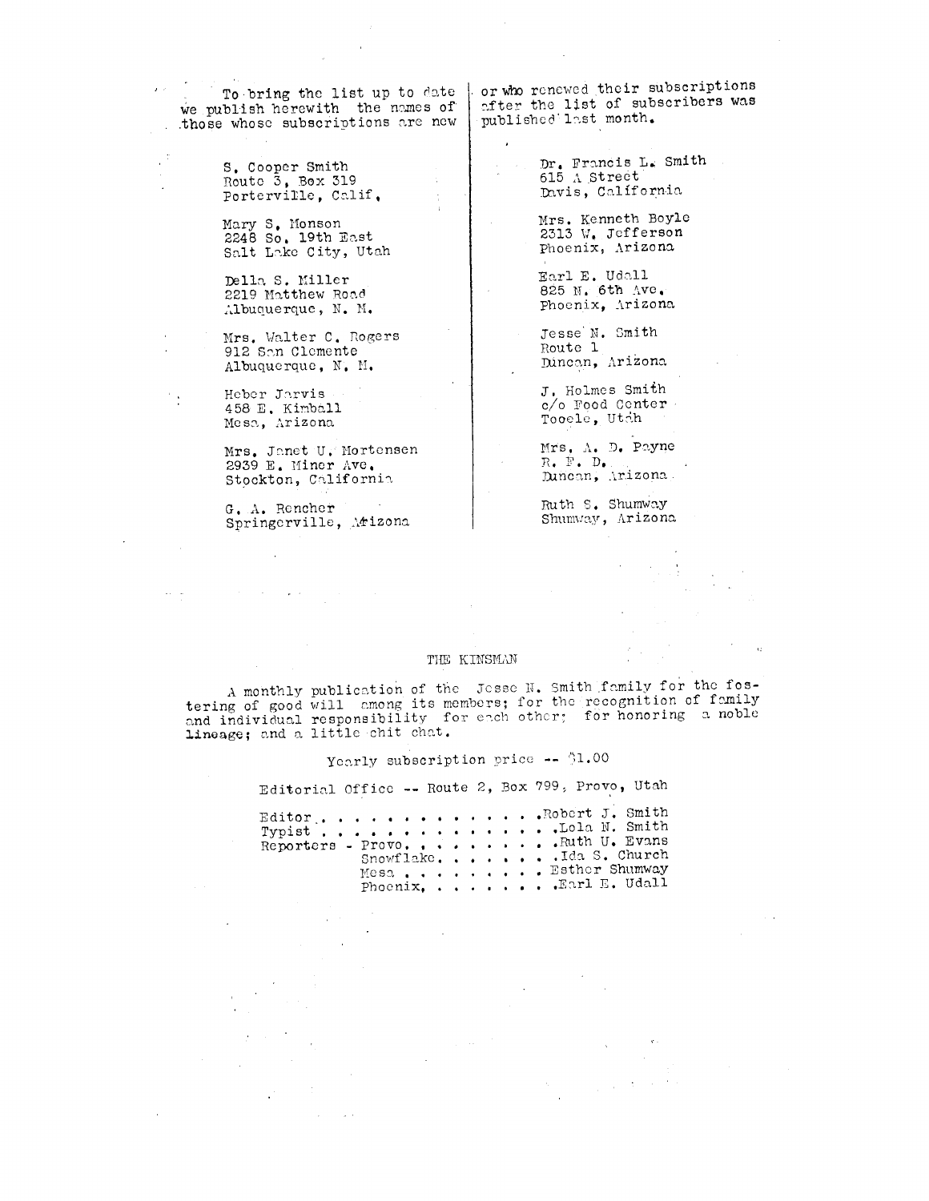To bring the list up to date we publish herewith the names of those whose subscriptions are new or who renewed their subscriptions after the list of subscribers was published last month.

S. Cooper Smith
Route 3, Box 319
Porterville, Calif.

Mary S. Monson
2248 So. 19th East
Salt Lake City, Utah

Della S. Miller
2219 Matthew Road
Albuquerque, N. M.

Mrs. Walter C. Rogers
912 San Clemente
Albuquerque, N. M.

Heber Jarvis
458 E. Kimball
Mesa, Arizona

Mrs. Janet U. Mortensen
2939 E. Miner Ave.
Stockton, California

G. A. Rencher
Springerville, Arizona

Dr. Francis L. Smith
615 A Street
Davis, California

Mrs. Kenneth Boyle
2313 W. Jefferson
Phoenix, Arizona

Earl E. Udall
825 N. 6th Ave.
Phoenix, Arizona

Jesse N. Smith
Route 1
Duncan, Arizona

J. Holmes Smith
c/o Food Center
Tooele, Utah

Mrs. A. D. Payne
R. F. D.
Duncan, Arizona

Ruth S. Shumway
Shumway, Arizona

## THE KINSMAN

A monthly publication of the Jesse N. Smith family for the fostering of good will among its members; for the recognition of family and individual responsibility for each other; for honoring a noble lineage; and a little chit chat.

Yearly subscription price -- $1.00

Editorial Office -- Route 2, Box 799, Provo, Utah

Editor. . . . . . . . . . . . . . . Robert J. Smith
Typist . . . . . . . . . . . . . . Lola N. Smith
Reporters - Provo. . . . . . . . . . Ruth U. Evans
Snowflake. . . . . . . . Ida S. Church
Mesa . . . . . . . . . Esther Shumway
Phoenix. . . . . . . . Earl E. Udall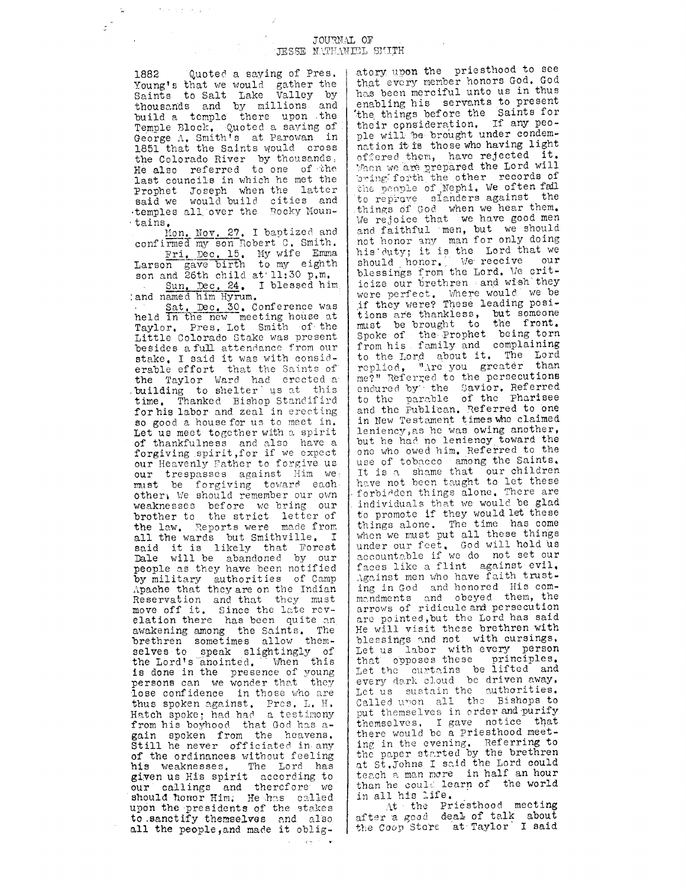1882 Quoted a saying of Pres. Young's that we would gather the Saints to Salt Lake Valley by thousands and by millions and build a temple there upon the Temple Block. Quoted a saying of George A. Smith's at Parowan in 1851 that the Saints would cross the Colorado River by thousands. He also referred to one of the last councils in which he met the Prophet Joseph when the latter said we would build cities and temples all over the Rocky Mountains.

Mon. Nov. 27. I baptized and confirmed my son Robert C. Smith.

Fri. Dec. 15. My wife Emma Larson gave birth to my eighth son and 26th child at 11:30 p.m.

Sun. Dec. 24. I blessed him and named him Hyrum.

Sat. Dec. 30. Conference was held in the new meeting house at Taylor. Pres. Lot Smith of the Little Colorado Stake was present besides a full attendance from our stake. I said it was with considerable effort that the Saints of the Taylor Ward had erected a building to shelter us at this time. Thanked Bishop Standifird for his labor and zeal in erecting so good a house for us to meet in. Let us meet together with a spirit of thankfulness and also have a forgiving spirit, for if we expect our Heavenly Father to forgive us our trespasses against Him we must be forgiving toward each other. We should remember our own weaknesses before we bring our brother to the strict letter of the law. Reports were made from all the wards but Smithville. I said it is likely that Forest Dale will be abandoned by our people as they have been notified by military authorities of Camp Apache that they are on the Indian Reservation and that they must move off it. Since the late revelation there has been quite an awakening among the Saints. The brethren sometimes allow themselves to speak slightingly of the Lord's anointed. When this is done in the presence of young persons can we wonder that they lose confidence in those who are thus spoken against. Pres. L. H. Hatch spoke; had had a testimony from his boyhood that God has again spoken from the heavens. Still he never officiated in any of the ordinances without feeling his weaknesses. The Lord has given us His spirit according to our callings and therefore we should honor Him. He has called upon the presidents of the stakes to sanctify themselves and also all the people, and made it obligatory upon the priesthood to see that every member honors God. God has been merciful unto us in thus enabling his servants to present the things before the Saints for their consideration. If any people will be brought under condemnation it is those who having light offered them, have rejected it. When we are prepared the Lord will bring forth the other records of the people of Nephi. We often fail to reprove slanders against the things of God when we hear them. We rejoice that we have good men and faithful men, but we should not honor any man for only doing his duty; it is the Lord that we should honor. We receive our blessings from the Lord. We criticize our brethren and wish they were perfect. Where would we be if they were? These leading positions are thankless, but someone must be brought to the front. Spoke of the Prophet being torn from his family and complaining to the Lord about it. The Lord replied, "Are you greater than me?" Referred to the persecutions endured by the Savior. Referred to the parable of the Pharisee and the Publican. Referred to one in New Testament times who claimed leniency, as he was owing another, but he had no leniency toward the one who owed him. Referred to the use of tobacco among the Saints. It is a shame that our children have not been taught to let these forbidden things alone. There are individuals that we would be glad to promote if they would let these things alone. The time has come when we must put all these things under our feet. God will hold us accountable if we do not set our faces like a flint against evil. Against men who have faith trusting in God and honored His commandments and obeyed them, the arrows of ridicule and persecution are pointed, but the Lord has said He will visit these brethren with blessings and not with cursings. Let us labor with every person that opposes these principles. Let the curtains be lifted and every dark cloud be driven away. Let us sustain the authorities. Called upon all the Bishops to put themselves in order and purify themselves. I gave notice that there would be a Priesthood meeting in the evening. Referring to the paper started by the brethren at St. Johns I said the Lord could teach a man more in half an hour than he could learn of the world in all his life.

At the Priesthood meeting after a good deal of talk about the Coop Store at Taylor I said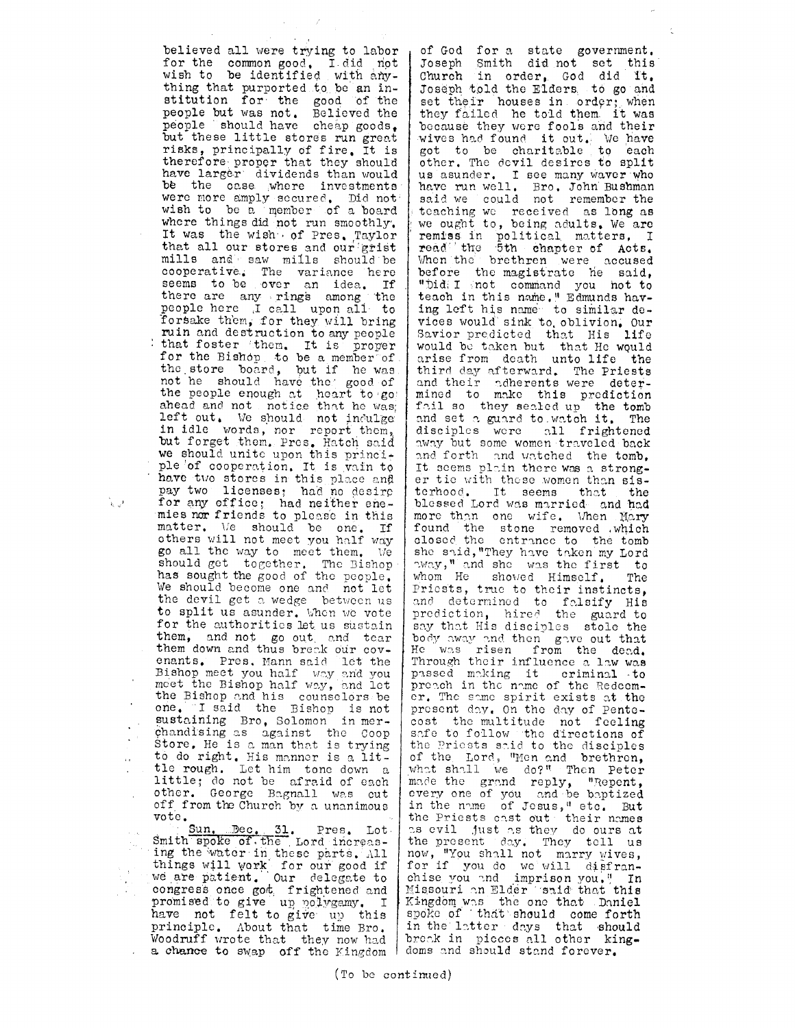believed all were trying to labor for the common good. I did not wish to be identified with anything that purported to be an institution for the good of the people but was not. Believed the people should have cheap goods, but these little stores run great risks, principally of fire. It is therefore proper that they should have larger dividends than would be the case where investments were more amply secured. Did not wish to be a member of a board where things did not run smoothly. It was the wish of Pres. Taylor that all our stores and our grist mills and saw mills should be cooperative. The variance here seems to be over an idea. If there are any rings among the people here I call upon all to forsake them, for they will bring ruin and destruction to any people that foster them. It is proper for the Bishop to be a member of the store board, but if he was not he should have the good of the people enough at heart to go ahead and not notice that he was left out. We should not indulge in idle words, nor report them, but forget them. Pres. Hatch said we should unite upon this principle of cooperation. It is vain to have two stores in this place and pay two licenses; had no desire for any office; had neither enemies nor friends to please in this matter. We should be one. If others will not meet you half way go all the way to meet them. We should get together. The Bishop has sought the good of the people. We should become one and not let the devil get a wedge between us to split us asunder. When we vote for the authorities let us sustain them, and not go out and tear them down and thus break our covenants. Pres. Mann said let the Bishop meet you half way and you meet the Bishop half way, and let the Bishop and his counselors be one. I said the Bishop is not sustaining Bro. Solomon in merchandising as against the Coop Store. He is a man that is trying to do right. His manner is a little rough. Let him tone down a little; do not be afraid of each other. George Bagnall was cut off from the Church by a unanimous vote.

Sun. Dec. 31. Pres. Lot Smith spoke of the Lord increasing the water in these parts. All things will work for our good if we are patient. Our delegate to congress once got frightened and promised to give up polygamy. I have not felt to give up this principle. About that time Bro. Woodruff wrote that they now had a chance to swap off the Kingdom of God for a state government. Joseph Smith did not set this Church in order, God did it. Joseph told the Elders to go and set their houses in order; when they failed he told them it was because they were fools and their wives had found it out. We have got to be charitable to each other. The devil desires to split us asunder. I see many waver who have run well. Bro. John Bushman said we could not remember the teaching we received as long as we ought to, being adults. We are remiss in political matters. I read the 5th chapter of Acts. When the brethren were accused before the magistrate he said, "Did I not command you not to teach in this name." Edmunds having left his name to similar devices would sink to oblivion. Our Savior predicted that His life would be taken but that He would arise from death unto life the third day afterward. The Priests and their adherents were determined to make this prediction fail so they sealed up the tomb and set a guard to watch it. The disciples were all frightened away but some women traveled back and forth and watched the tomb. It seems plain there was a stronger tie with these women than sisterhood. It seems that the blessed Lord was married and had more than one wife. When Mary found the stone removed which closed the entrance to the tomb she said, "They have taken my Lord away," and she was the first to whom He showed Himself. The Priests, true to their instincts, and determined to falsify His prediction, hired the guard to say that His disciples stole the body away and then gave out that He was risen from the dead. Through their influence a law was passed making it criminal to preach in the name of the Redeemer. The same spirit exists at the present day. On the day of Pentecost the multitude not feeling safe to follow the directions of the Priests said to the disciples of the Lord, "Men and brethren, what shall we do?" Then Peter made the grand reply, "Repent, every one of you and be baptized in the name of Jesus," etc. But the Priests cast out their names as evil just as they do ours at the present day. They tell us now, "You shall not marry wives, for if you do we will disfranchise you and imprison you." In Missouri an Elder said that this Kingdom was the one that Daniel spoke of that should come forth in the latter days that should break in pieces all other kingdoms and should stand forever.

(To be continued)